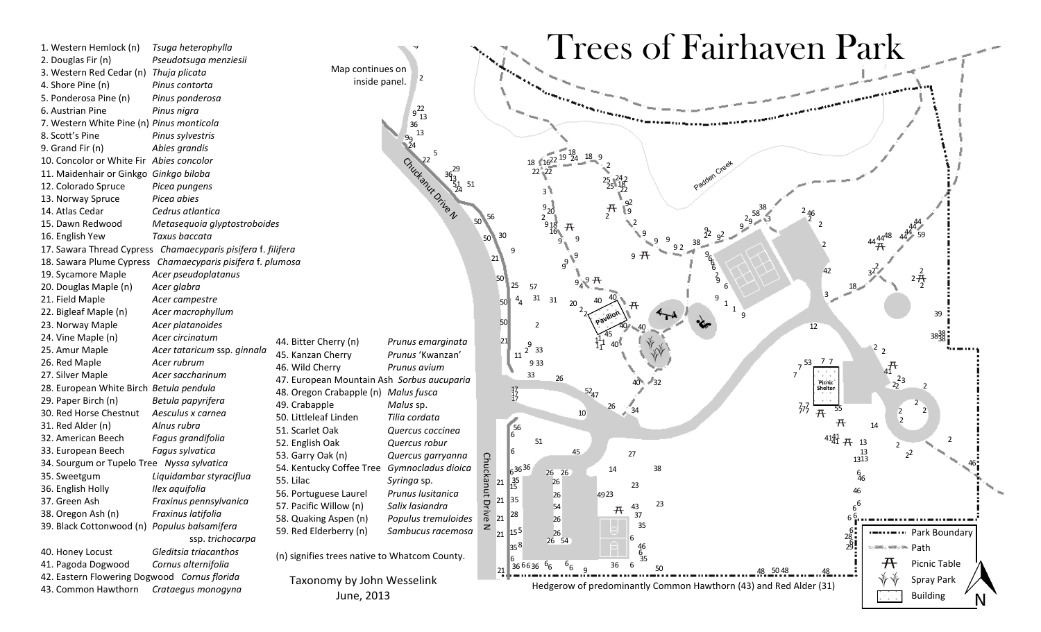# Trees of Fairhaven Park

1. Western Hemlock (n) *Tsuga heterophylla*
2. Douglas Fir (n) *Pseudotsuga menziesii*
3. Western Red Cedar (n) *Thuja plicata*
4. Shore Pine (n) *Pinus contorta*
5. Ponderosa Pine (n) *Pinus ponderosa*
6. Austrian Pine *Pinus nigra*
7. Western White Pine (n) *Pinus monticola*
8. Scott's Pine *Pinus sylvestris*
9. Grand Fir (n) *Abies grandis*
10. Concolor or White Fir *Abies concolor*
11. Maidenhair or Ginkgo *Ginkgo biloba*
12. Colorado Spruce *Picea pungens*
13. Norway Spruce *Picea abies*
14. Atlas Cedar *Cedrus atlantica*
15. Dawn Redwood *Metasequoia glyptostroboides*
16. English Yew *Taxus baccata*
17. Sawara Thread Cypress *Chamaecyparis pisifera* f. *filifera*
18. Sawara Plume Cypress *Chamaecyparis pisifera* f. *plumosa*
19. Sycamore Maple *Acer pseudoplatanus*
20. Douglas Maple (n) *Acer glabra*
21. Field Maple *Acer campestre*
22. Bigleaf Maple (n) *Acer macrophyllum*
23. Norway Maple *Acer platanoides*
24. Vine Maple (n) *Acer circinatum*
25. Amur Maple *Acer tataricum* ssp. *ginnala*
26. Red Maple *Acer rubrum*
27. Silver Maple *Acer saccharinum*
28. European White Birch *Betula pendula*
29. Paper Birch (n) *Betula papyrifera*
30. Red Horse Chestnut *Aesculus x carnea*
31. Red Alder (n) *Alnus rubra*
32. American Beech *Fagus grandifolia*
33. European Beech *Fagus sylvatica*
34. Sourgum or Tupelo Tree *Nyssa sylvatica*
35. Sweetgum *Liquidambar styraciflua*
36. English Holly *Ilex aquifolia*
37. Green Ash *Fraxinus pennsylvanica*
38. Oregon Ash (n) *Fraxinus latifolia*
39. Black Cottonwood (n) *Populus balsamifera* ssp. *trichocarpa*
40. Honey Locust *Gleditsia triacanthos*
41. Pagoda Dogwood *Cornus alternifolia*
42. Eastern Flowering Dogwood *Cornus florida*
43. Common Hawthorn *Crataegus monogyna*
44. Bitter Cherry (n) *Prunus emarginata*
45. Kanzan Cherry *Prunus* 'Kwanzan'
46. Wild Cherry *Prunus avium*
47. European Mountain Ash *Sorbus aucuparia*
48. Oregon Crabapple (n) *Malus fusca*
49. Crabapple *Malus* sp.
50. Littleleaf Linden *Tilia cordata*
51. Scarlet Oak *Quercus coccinea*
52. English Oak *Quercus robur*
53. Garry Oak (n) *Quercus garryanna*
54. Kentucky Coffee Tree *Gymnocladus dioica*
55. Lilac *Syringa* sp.
56. Portuguese Laurel *Prunus lusitanica*
57. Pacific Willow (n) *Salix lasiandra*
58. Quaking Aspen (n) *Populus tremuloides*
59. Red Elderberry (n) *Sambucus racemosa*

(n) signifies trees native to Whatcom County.

Taxonomy by John Wesselink
June, 2013

Map continues on inside panel.

Chuckanut Drive N

Padden Creek

Pavilion

Picnic Shelter

Hedgerow of predominantly Common Hawthorn (43) and Red Alder (31)

Legend: Park Boundary; Path; Picnic Table; Spray Park; Building

N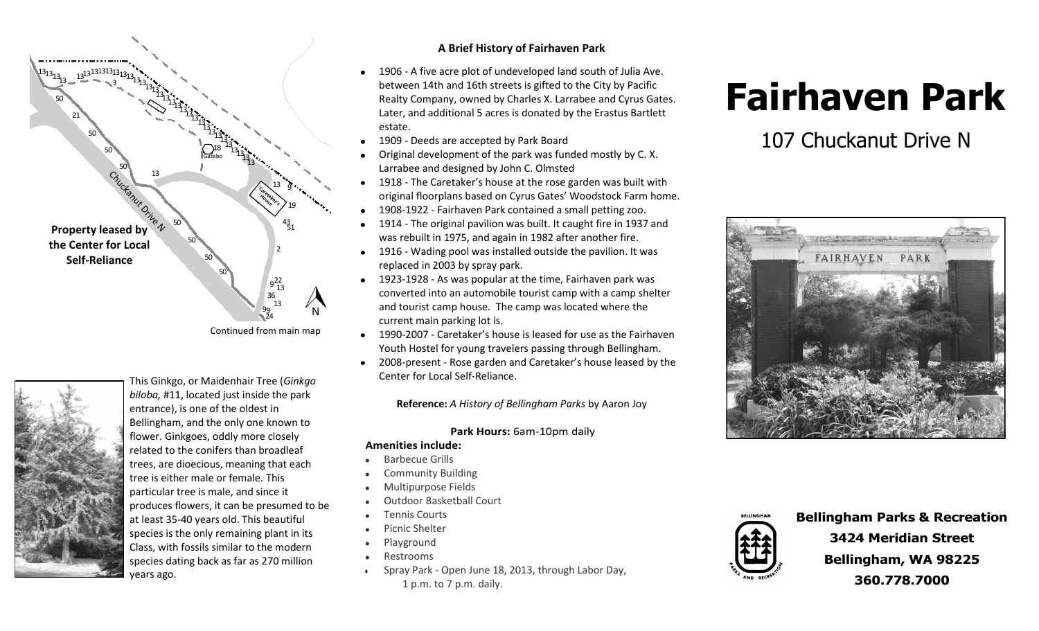Property leased by the Center for Local Self-Reliance

Chuckanut Drive N

Gazebo

Caretaker's House

N

Continued from main map

This Ginkgo, or Maidenhair Tree (*Ginkgo biloba,* #11, located just inside the park entrance), is one of the oldest in Bellingham, and the only one known to flower. Ginkgoes, oddly more closely related to the conifers than broadleaf trees, are dioecious, meaning that each tree is either male or female. This particular tree is male, and since it produces flowers, it can be presumed to be at least 35-40 years old. This beautiful species is the only remaining plant in its Class, with fossils similar to the modern species dating back as far as 270 million years ago.

### A Brief History of Fairhaven Park

- 1906 - A five acre plot of undeveloped land south of Julia Ave. between 14th and 16th streets is gifted to the City by Pacific Realty Company, owned by Charles X. Larrabee and Cyrus Gates. Later, and additional 5 acres is donated by the Erastus Bartlett estate.
- 1909 - Deeds are accepted by Park Board
- Original development of the park was funded mostly by C. X. Larrabee and designed by John C. Olmsted
- 1918 - The Caretaker's house at the rose garden was built with original floorplans based on Cyrus Gates' Woodstock Farm home.
- 1908-1922 - Fairhaven Park contained a small petting zoo.
- 1914 - The original pavilion was built. It caught fire in 1937 and was rebuilt in 1975, and again in 1982 after another fire.
- 1916 - Wading pool was installed outside the pavilion. It was replaced in 2003 by spray park.
- 1923-1928 - As was popular at the time, Fairhaven park was converted into an automobile tourist camp with a camp shelter and tourist camp house. The camp was located where the current main parking lot is.
- 1990-2007 - Caretaker's house is leased for use as the Fairhaven Youth Hostel for young travelers passing through Bellingham.
- 2008-present - Rose garden and Caretaker's house leased by the Center for Local Self-Reliance.

**Reference:** *A History of Bellingham Parks* by Aaron Joy

**Park Hours:** 6am-10pm daily

**Amenities include:**

- Barbecue Grills
- Community Building
- Multipurpose Fields
- Outdoor Basketball Court
- Tennis Courts
- Picnic Shelter
- Playground
- Restrooms
- Spray Park - Open June 18, 2013, through Labor Day, 1 p.m. to 7 p.m. daily.

# Fairhaven Park

## 107 Chuckanut Drive N

**Bellingham Parks & Recreation**

**3424 Meridian Street**

**Bellingham, WA 98225**

**360.778.7000**